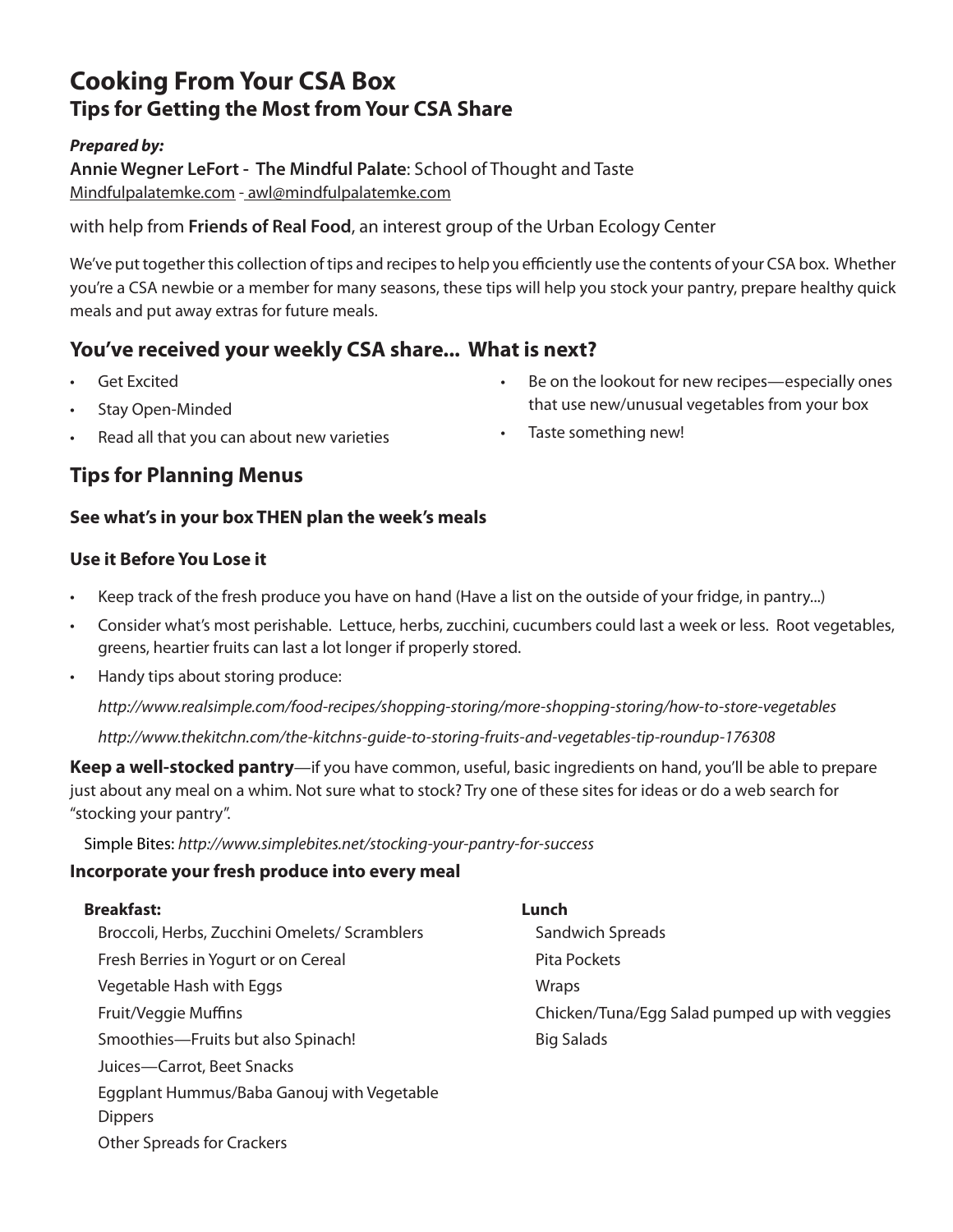# Cooking From Your CSA Box

## Tips for Getting the Most from Your CSA Share

***Prepared by:***

**Annie Wegner LeFort - The Mindful Palate**: School of Thought and Taste

Mindfulpalatemke.com - awl@mindfulpalatemke.com

with help from **Friends of Real Food**, an interest group of the Urban Ecology Center

We've put together this collection of tips and recipes to help you efficiently use the contents of your CSA box. Whether you're a CSA newbie or a member for many seasons, these tips will help you stock your pantry, prepare healthy quick meals and put away extras for future meals.

## You've received your weekly CSA share... What is next?

- Get Excited
- Stay Open-Minded
- Read all that you can about new varieties
- Be on the lookout for new recipes—especially ones that use new/unusual vegetables from your box
- Taste something new!

## Tips for Planning Menus

### See what's in your box THEN plan the week's meals

### Use it Before You Lose it

- Keep track of the fresh produce you have on hand (Have a list on the outside of your fridge, in pantry...)
- Consider what's most perishable. Lettuce, herbs, zucchini, cucumbers could last a week or less. Root vegetables, greens, heartier fruits can last a lot longer if properly stored.
- Handy tips about storing produce:

  *http://www.realsimple.com/food-recipes/shopping-storing/more-shopping-storing/how-to-store-vegetables*

  *http://www.thekitchn.com/the-kitchns-guide-to-storing-fruits-and-vegetables-tip-roundup-176308*

**Keep a well-stocked pantry**—if you have common, useful, basic ingredients on hand, you'll be able to prepare just about any meal on a whim. Not sure what to stock? Try one of these sites for ideas or do a web search for "stocking your pantry".

Simple Bites: *http://www.simplebites.net/stocking-your-pantry-for-success*

### Incorporate your fresh produce into every meal

**Breakfast:**

- Broccoli, Herbs, Zucchini Omelets/ Scramblers
- Fresh Berries in Yogurt or on Cereal
- Vegetable Hash with Eggs
- Fruit/Veggie Muffins
- Smoothies—Fruits but also Spinach!
- Juices—Carrot, Beet Snacks
- Eggplant Hummus/Baba Ganouj with Vegetable Dippers
- Other Spreads for Crackers

**Lunch**

- Sandwich Spreads
- Pita Pockets
- Wraps
- Chicken/Tuna/Egg Salad pumped up with veggies
- Big Salads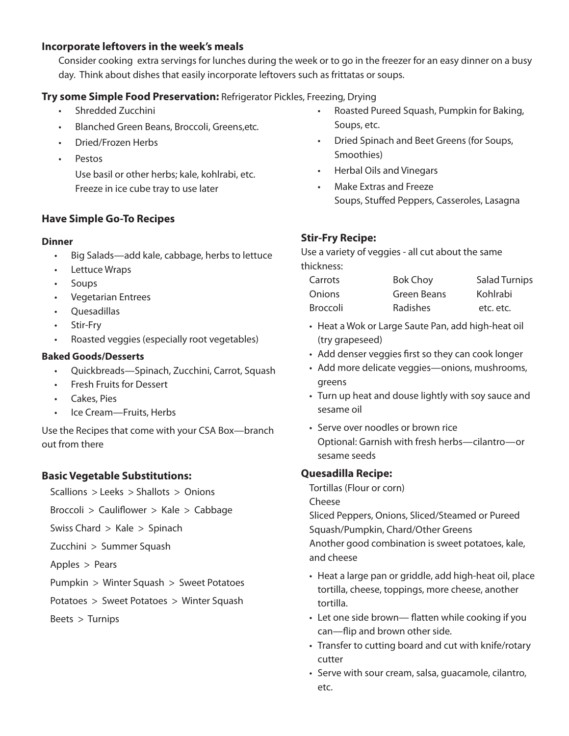**Incorporate leftovers in the week's meals**

Consider cooking extra servings for lunches during the week or to go in the freezer for an easy dinner on a busy day. Think about dishes that easily incorporate leftovers such as frittatas or soups.

**Try some Simple Food Preservation:** Refrigerator Pickles, Freezing, Drying

- Shredded Zucchini
- Blanched Green Beans, Broccoli, Greens,etc.
- Dried/Frozen Herbs
- Pestos
  Use basil or other herbs; kale, kohlrabi, etc.
  Freeze in ice cube tray to use later
- Roasted Pureed Squash, Pumpkin for Baking, Soups, etc.
- Dried Spinach and Beet Greens (for Soups, Smoothies)
- Herbal Oils and Vinegars
- Make Extras and Freeze
  Soups, Stuffed Peppers, Casseroles, Lasagna

### Have Simple Go-To Recipes

**Dinner**

- Big Salads—add kale, cabbage, herbs to lettuce
- Lettuce Wraps
- Soups
- Vegetarian Entrees
- Quesadillas
- Stir-Fry
- Roasted veggies (especially root vegetables)

**Baked Goods/Desserts**

- Quickbreads—Spinach, Zucchini, Carrot, Squash
- Fresh Fruits for Dessert
- Cakes, Pies
- Ice Cream—Fruits, Herbs

Use the Recipes that come with your CSA Box—branch out from there

### Basic Vegetable Substitutions:

Scallions > Leeks > Shallots > Onions

Broccoli > Cauliflower > Kale > Cabbage

Swiss Chard > Kale > Spinach

Zucchini > Summer Squash

Apples > Pears

Pumpkin > Winter Squash > Sweet Potatoes

Potatoes > Sweet Potatoes > Winter Squash

Beets > Turnips

### Stir-Fry Recipe:

Use a variety of veggies - all cut about the same thickness:

| | | |
|---|---|---|
| Carrots | Bok Choy | Salad Turnips |
| Onions | Green Beans | Kohlrabi |
| Broccoli | Radishes | etc. etc. |

- Heat a Wok or Large Saute Pan, add high-heat oil (try grapeseed)
- Add denser veggies first so they can cook longer
- Add more delicate veggies—onions, mushrooms, greens
- Turn up heat and douse lightly with soy sauce and sesame oil
- Serve over noodles or brown rice
  Optional: Garnish with fresh herbs—cilantro—or sesame seeds

### Quesadilla Recipe:

Tortillas (Flour or corn)
Cheese
Sliced Peppers, Onions, Sliced/Steamed or Pureed Squash/Pumpkin, Chard/Other Greens
Another good combination is sweet potatoes, kale, and cheese

- Heat a large pan or griddle, add high-heat oil, place tortilla, cheese, toppings, more cheese, another tortilla.
- Let one side brown— flatten while cooking if you can—flip and brown other side.
- Transfer to cutting board and cut with knife/rotary cutter
- Serve with sour cream, salsa, guacamole, cilantro, etc.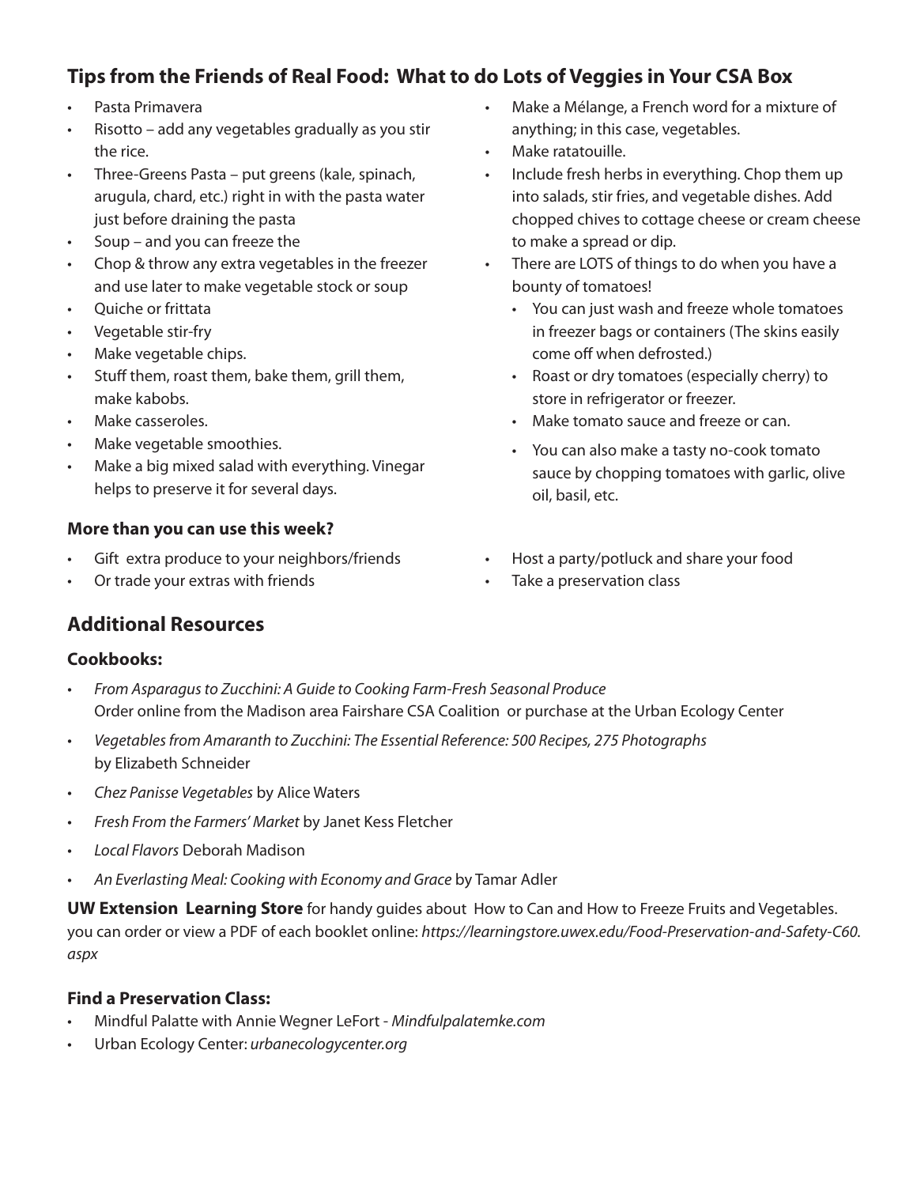## Tips from the Friends of Real Food: What to do Lots of Veggies in Your CSA Box

- Pasta Primavera
- Risotto – add any vegetables gradually as you stir the rice.
- Three-Greens Pasta – put greens (kale, spinach, arugula, chard, etc.) right in with the pasta water just before draining the pasta
- Soup – and you can freeze the
- Chop & throw any extra vegetables in the freezer and use later to make vegetable stock or soup
- Quiche or frittata
- Vegetable stir-fry
- Make vegetable chips.
- Stuff them, roast them, bake them, grill them, make kabobs.
- Make casseroles.
- Make vegetable smoothies.
- Make a big mixed salad with everything. Vinegar helps to preserve it for several days.
- Make a Mélange, a French word for a mixture of anything; in this case, vegetables.
- Make ratatouille.
- Include fresh herbs in everything. Chop them up into salads, stir fries, and vegetable dishes. Add chopped chives to cottage cheese or cream cheese to make a spread or dip.
- There are LOTS of things to do when you have a bounty of tomatoes!
  - You can just wash and freeze whole tomatoes in freezer bags or containers (The skins easily come off when defrosted.)
  - Roast or dry tomatoes (especially cherry) to store in refrigerator or freezer.
  - Make tomato sauce and freeze or can.
  - You can also make a tasty no-cook tomato sauce by chopping tomatoes with garlic, olive oil, basil, etc.

### More than you can use this week?

- Gift extra produce to your neighbors/friends
- Or trade your extras with friends
- Host a party/potluck and share your food
- Take a preservation class

## Additional Resources

### Cookbooks:

- *From Asparagus to Zucchini: A Guide to Cooking Farm-Fresh Seasonal Produce*
  Order online from the Madison area Fairshare CSA Coalition or purchase at the Urban Ecology Center
- *Vegetables from Amaranth to Zucchini: The Essential Reference: 500 Recipes, 275 Photographs* by Elizabeth Schneider
- *Chez Panisse Vegetables* by Alice Waters
- *Fresh From the Farmers' Market* by Janet Kess Fletcher
- *Local Flavors* Deborah Madison
- *An Everlasting Meal: Cooking with Economy and Grace* by Tamar Adler

**UW Extension Learning Store** for handy guides about How to Can and How to Freeze Fruits and Vegetables. you can order or view a PDF of each booklet online: *https://learningstore.uwex.edu/Food-Preservation-and-Safety-C60.aspx*

### Find a Preservation Class:

- Mindful Palatte with Annie Wegner LeFort - *Mindfulpalatemke.com*
- Urban Ecology Center: *urbanecologycenter.org*